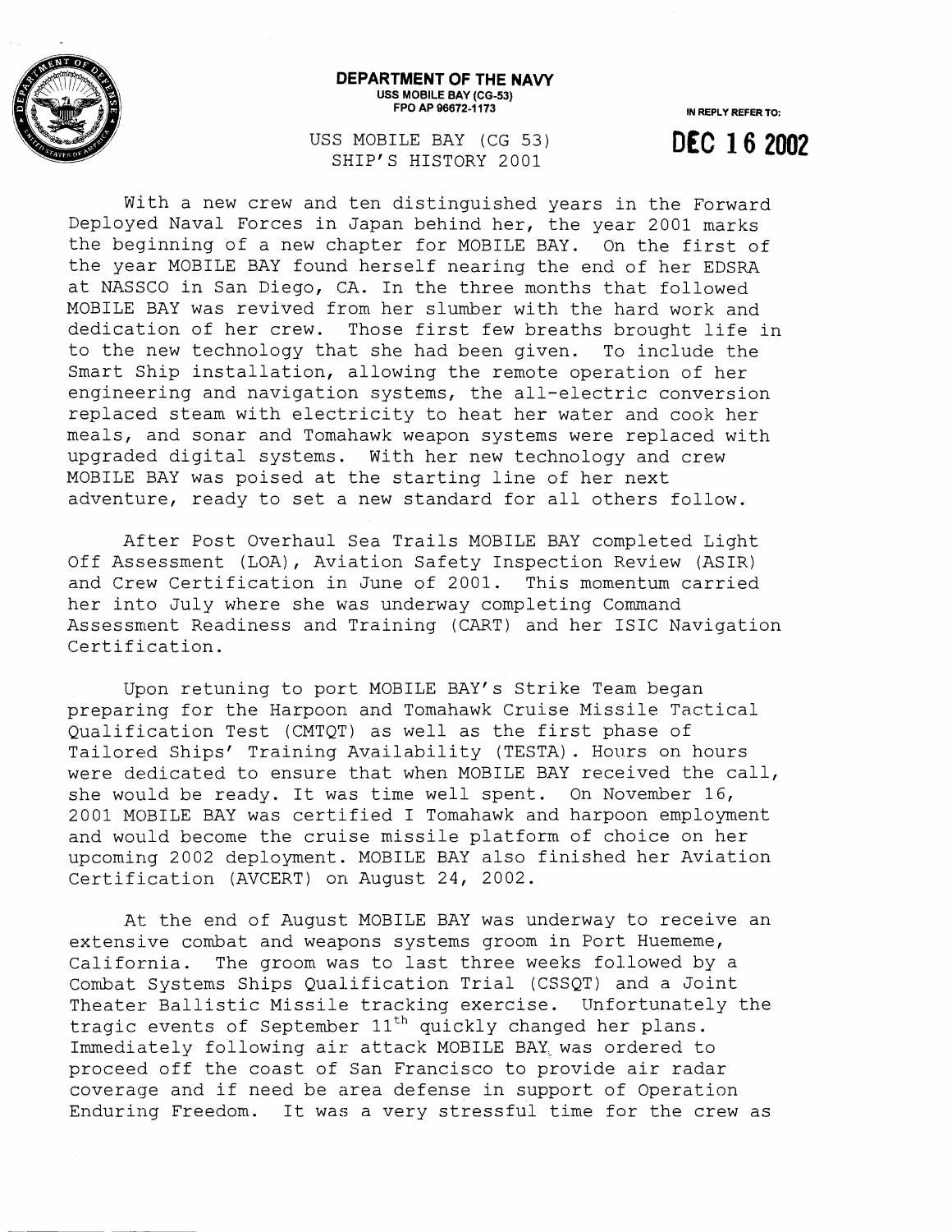**DEPARTMENT OF THE NAVY**
**USS MOBILE BAY (CG-53)**
**FPO AP 96672-1173**

IN REPLY REFER TO:

**DEC 16 2002**

USS MOBILE BAY (CG 53)
SHIP'S HISTORY 2001

With a new crew and ten distinguished years in the Forward Deployed Naval Forces in Japan behind her, the year 2001 marks the beginning of a new chapter for MOBILE BAY. On the first of the year MOBILE BAY found herself nearing the end of her EDSRA at NASSCO in San Diego, CA. In the three months that followed MOBILE BAY was revived from her slumber with the hard work and dedication of her crew. Those first few breaths brought life in to the new technology that she had been given. To include the Smart Ship installation, allowing the remote operation of her engineering and navigation systems, the all-electric conversion replaced steam with electricity to heat her water and cook her meals, and sonar and Tomahawk weapon systems were replaced with upgraded digital systems. With her new technology and crew MOBILE BAY was poised at the starting line of her next adventure, ready to set a new standard for all others follow.

After Post Overhaul Sea Trails MOBILE BAY completed Light Off Assessment (LOA), Aviation Safety Inspection Review (ASIR) and Crew Certification in June of 2001. This momentum carried her into July where she was underway completing Command Assessment Readiness and Training (CART) and her ISIC Navigation Certification.

Upon retuning to port MOBILE BAY's Strike Team began preparing for the Harpoon and Tomahawk Cruise Missile Tactical Qualification Test (CMTQT) as well as the first phase of Tailored Ships' Training Availability (TESTA). Hours on hours were dedicated to ensure that when MOBILE BAY received the call, she would be ready. It was time well spent. On November 16, 2001 MOBILE BAY was certified I Tomahawk and harpoon employment and would become the cruise missile platform of choice on her upcoming 2002 deployment. MOBILE BAY also finished her Aviation Certification (AVCERT) on August 24, 2002.

At the end of August MOBILE BAY was underway to receive an extensive combat and weapons systems groom in Port Huememe, California. The groom was to last three weeks followed by a Combat Systems Ships Qualification Trial (CSSQT) and a Joint Theater Ballistic Missile tracking exercise. Unfortunately the tragic events of September 11th quickly changed her plans. Immediately following air attack MOBILE BAY was ordered to proceed off the coast of San Francisco to provide air radar coverage and if need be area defense in support of Operation Enduring Freedom. It was a very stressful time for the crew as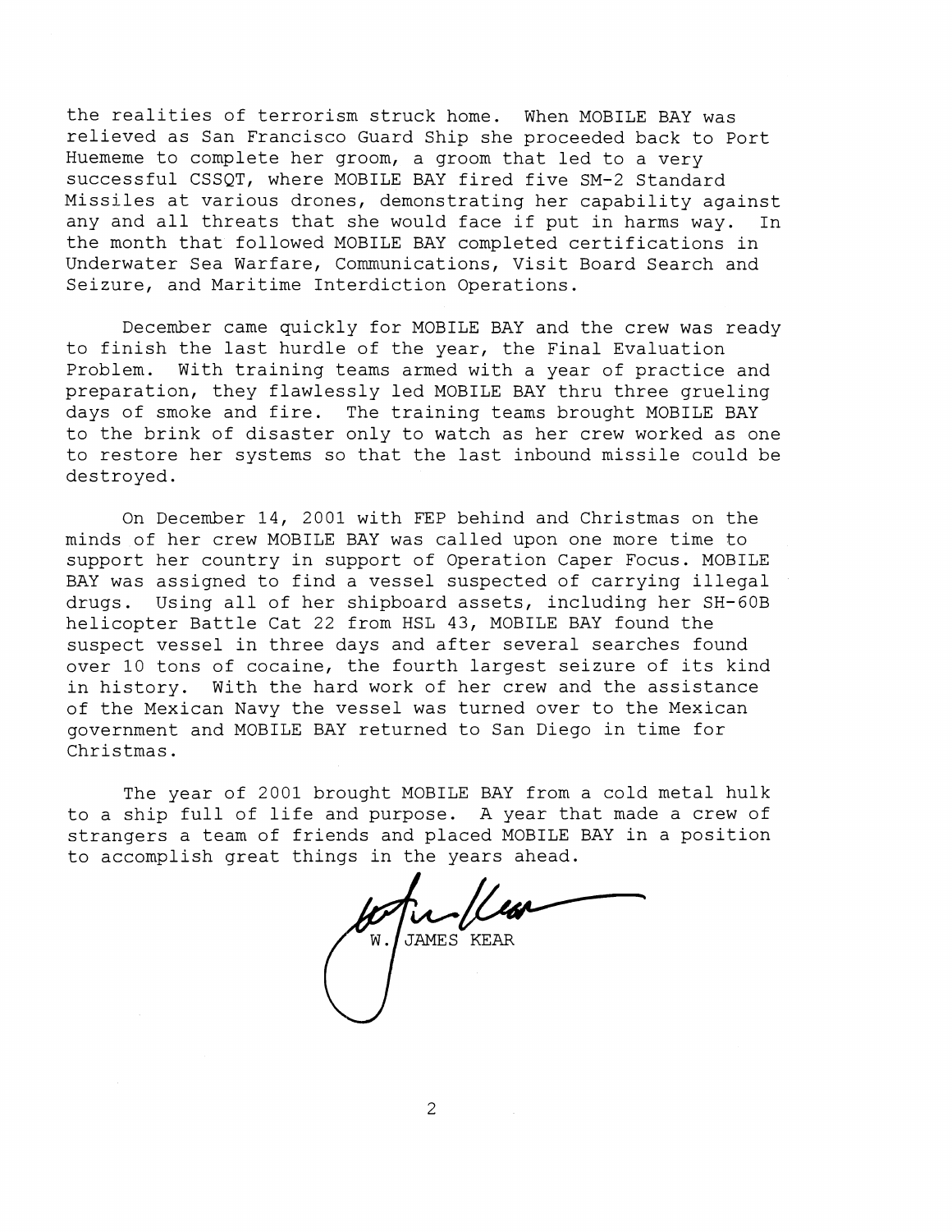the realities of terrorism struck home. When MOBILE BAY was relieved as San Francisco Guard Ship she proceeded back to Port Huememe to complete her groom, a groom that led to a very successful CSSQT, where MOBILE BAY fired five SM-2 Standard Missiles at various drones, demonstrating her capability against any and all threats that she would face if put in harms way. In the month that followed MOBILE BAY completed certifications in Underwater Sea Warfare, Communications, Visit Board Search and Seizure, and Maritime Interdiction Operations.

December came quickly for MOBILE BAY and the crew was ready to finish the last hurdle of the year, the Final Evaluation Problem. With training teams armed with a year of practice and preparation, they flawlessly led MOBILE BAY thru three grueling days of smoke and fire. The training teams brought MOBILE BAY to the brink of disaster only to watch as her crew worked as one to restore her systems so that the last inbound missile could be destroyed.

On December 14, 2001 with FEP behind and Christmas on the minds of her crew MOBILE BAY was called upon one more time to support her country in support of Operation Caper Focus. MOBILE BAY was assigned to find a vessel suspected of carrying illegal drugs. Using all of her shipboard assets, including her SH-60B helicopter Battle Cat 22 from HSL 43, MOBILE BAY found the suspect vessel in three days and after several searches found over 10 tons of cocaine, the fourth largest seizure of its kind in history. With the hard work of her crew and the assistance of the Mexican Navy the vessel was turned over to the Mexican government and MOBILE BAY returned to San Diego in time for Christmas.

The year of 2001 brought MOBILE BAY from a cold metal hulk to a ship full of life and purpose. A year that made a crew of strangers a team of friends and placed MOBILE BAY in a position to accomplish great things in the years ahead.

W. JAMES KEAR